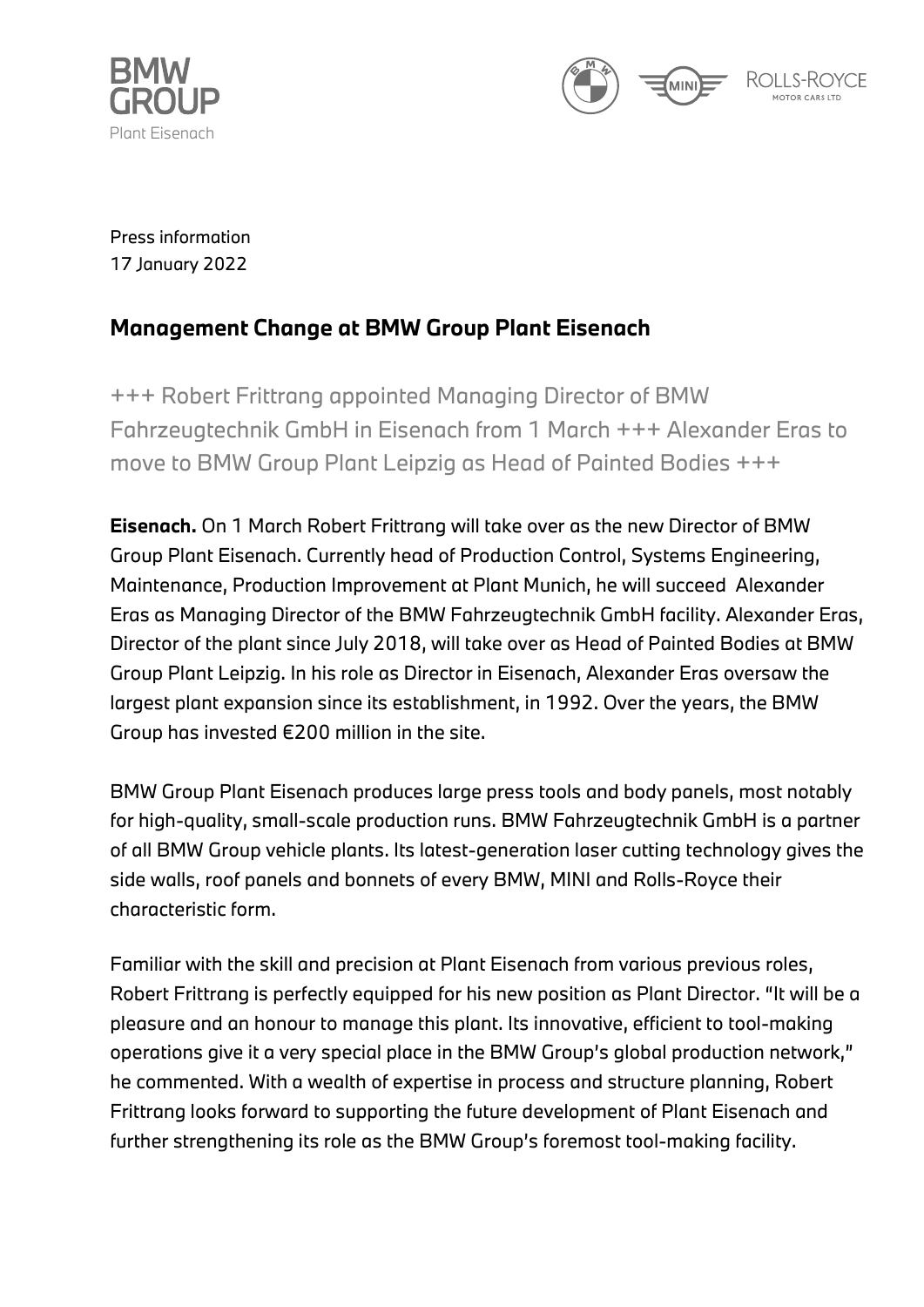BMW GROUP
Plant Eisenach

Press information
17 January 2022

# Management Change at BMW Group Plant Eisenach

+++ Robert Frittrang appointed Managing Director of BMW Fahrzeugtechnik GmbH in Eisenach from 1 March +++ Alexander Eras to move to BMW Group Plant Leipzig as Head of Painted Bodies +++

**Eisenach.** On 1 March Robert Frittrang will take over as the new Director of BMW Group Plant Eisenach. Currently head of Production Control, Systems Engineering, Maintenance, Production Improvement at Plant Munich, he will succeed Alexander Eras as Managing Director of the BMW Fahrzeugtechnik GmbH facility. Alexander Eras, Director of the plant since July 2018, will take over as Head of Painted Bodies at BMW Group Plant Leipzig. In his role as Director in Eisenach, Alexander Eras oversaw the largest plant expansion since its establishment, in 1992. Over the years, the BMW Group has invested €200 million in the site.

BMW Group Plant Eisenach produces large press tools and body panels, most notably for high-quality, small-scale production runs. BMW Fahrzeugtechnik GmbH is a partner of all BMW Group vehicle plants. Its latest-generation laser cutting technology gives the side walls, roof panels and bonnets of every BMW, MINI and Rolls-Royce their characteristic form.

Familiar with the skill and precision at Plant Eisenach from various previous roles, Robert Frittrang is perfectly equipped for his new position as Plant Director. "It will be a pleasure and an honour to manage this plant. Its innovative, efficient to tool-making operations give it a very special place in the BMW Group's global production network," he commented. With a wealth of expertise in process and structure planning, Robert Frittrang looks forward to supporting the future development of Plant Eisenach and further strengthening its role as the BMW Group's foremost tool-making facility.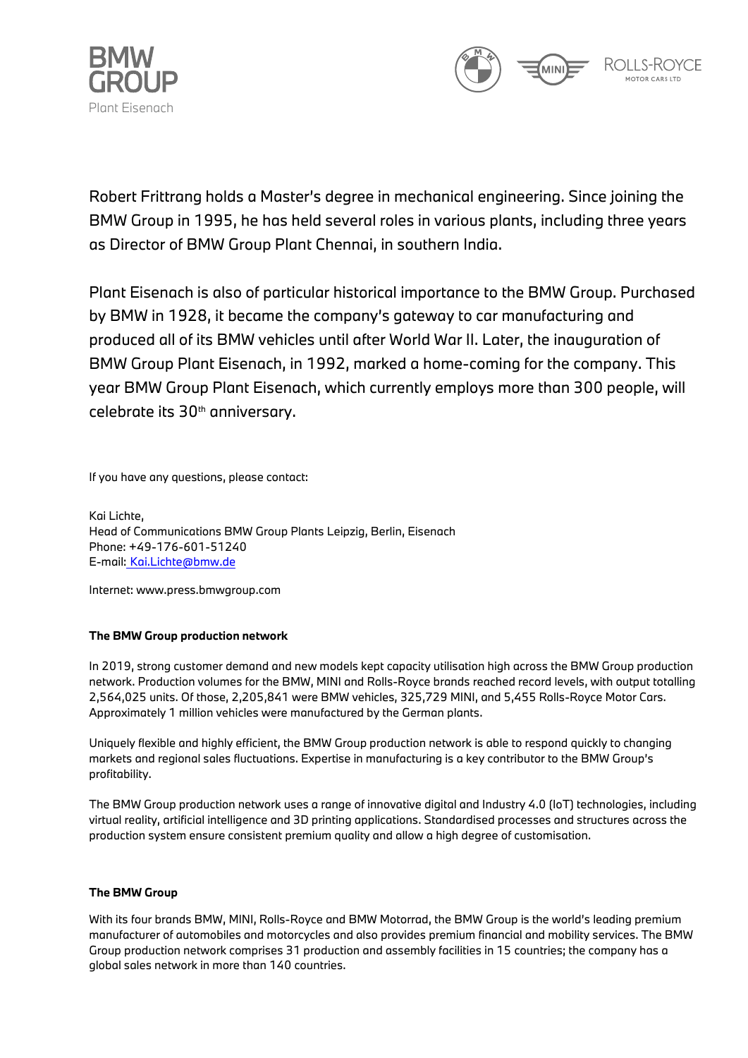Robert Frittrang holds a Master's degree in mechanical engineering. Since joining the BMW Group in 1995, he has held several roles in various plants, including three years as Director of BMW Group Plant Chennai, in southern India.

Plant Eisenach is also of particular historical importance to the BMW Group. Purchased by BMW in 1928, it became the company's gateway to car manufacturing and produced all of its BMW vehicles until after World War II. Later, the inauguration of BMW Group Plant Eisenach, in 1992, marked a home-coming for the company. This year BMW Group Plant Eisenach, which currently employs more than 300 people, will celebrate its 30th anniversary.

If you have any questions, please contact:

Kai Lichte,
Head of Communications BMW Group Plants Leipzig, Berlin, Eisenach
Phone: +49-176-601-51240
E-mail: Kai.Lichte@bmw.de

Internet: www.press.bmwgroup.com

**The BMW Group production network**

In 2019, strong customer demand and new models kept capacity utilisation high across the BMW Group production network. Production volumes for the BMW, MINI and Rolls-Royce brands reached record levels, with output totalling 2,564,025 units. Of those, 2,205,841 were BMW vehicles, 325,729 MINI, and 5,455 Rolls-Royce Motor Cars. Approximately 1 million vehicles were manufactured by the German plants.

Uniquely flexible and highly efficient, the BMW Group production network is able to respond quickly to changing markets and regional sales fluctuations. Expertise in manufacturing is a key contributor to the BMW Group's profitability.

The BMW Group production network uses a range of innovative digital and Industry 4.0 (IoT) technologies, including virtual reality, artificial intelligence and 3D printing applications. Standardised processes and structures across the production system ensure consistent premium quality and allow a high degree of customisation.

**The BMW Group**

With its four brands BMW, MINI, Rolls-Royce and BMW Motorrad, the BMW Group is the world's leading premium manufacturer of automobiles and motorcycles and also provides premium financial and mobility services. The BMW Group production network comprises 31 production and assembly facilities in 15 countries; the company has a global sales network in more than 140 countries.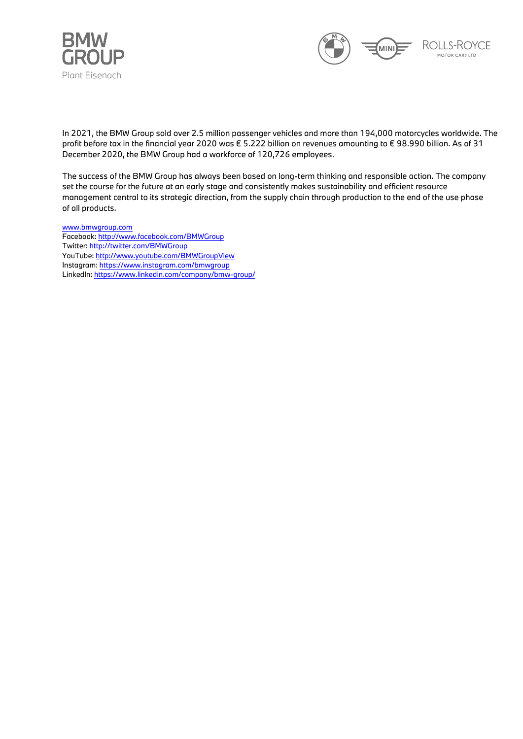In 2021, the BMW Group sold over 2.5 million passenger vehicles and more than 194,000 motorcycles worldwide. The profit before tax in the financial year 2020 was € 5.222 billion on revenues amounting to € 98.990 billion. As of 31 December 2020, the BMW Group had a workforce of 120,726 employees.

The success of the BMW Group has always been based on long-term thinking and responsible action. The company set the course for the future at an early stage and consistently makes sustainability and efficient resource management central to its strategic direction, from the supply chain through production to the end of the use phase of all products.

www.bmwgroup.com
Facebook: http://www.facebook.com/BMWGroup
Twitter: http://twitter.com/BMWGroup
YouTube: http://www.youtube.com/BMWGroupView
Instagram: https://www.instagram.com/bmwgroup
LinkedIn: https://www.linkedin.com/company/bmw-group/